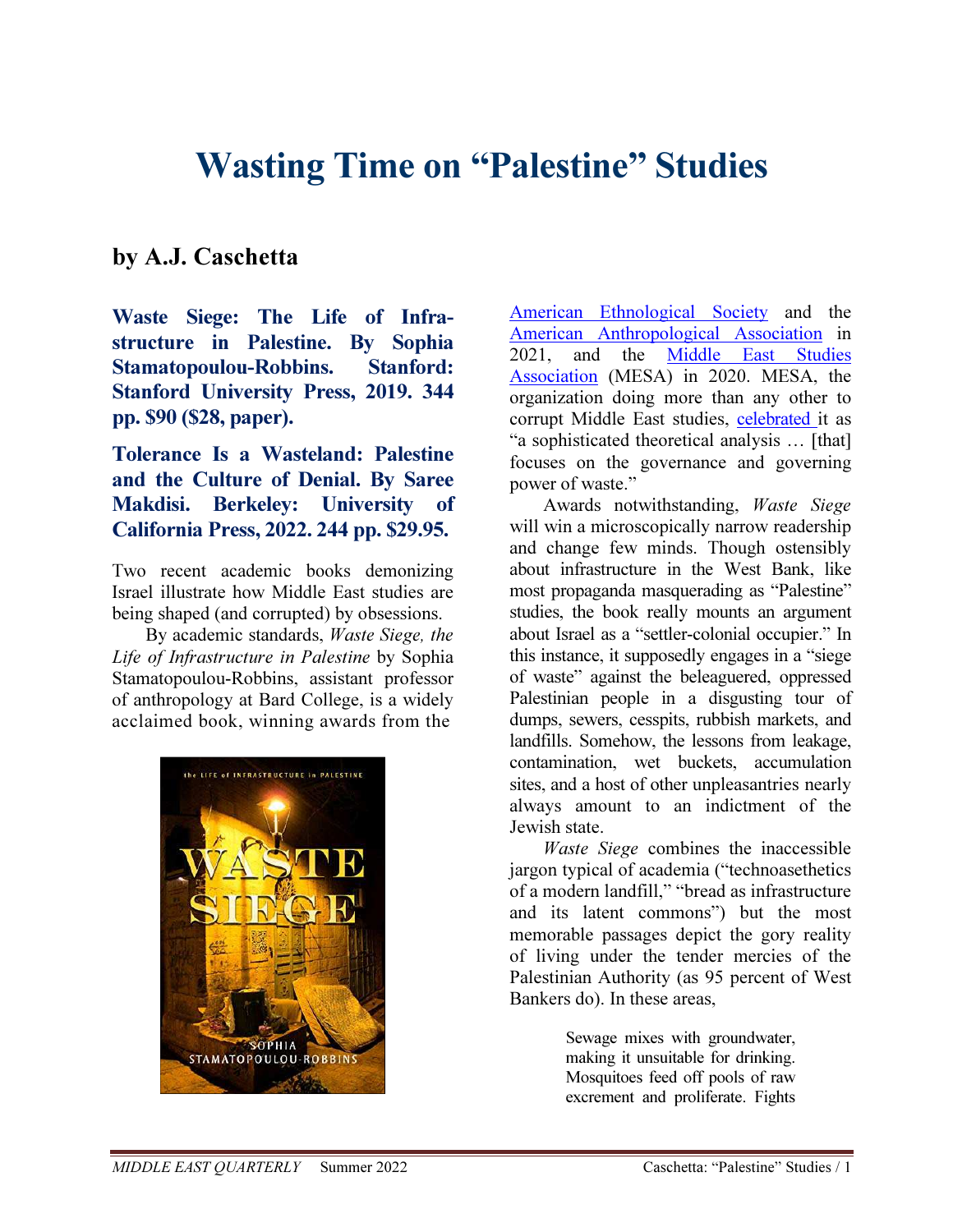# Wasting Time on "Palestine" Studies

## by A.J. Caschetta

**Waste Siege: The Life of Infrastructure in Palestine. By Sophia Stamatopoulou-Robbins. Stanford: Stanford University Press, 2019. 344 pp. $90 ($28, paper).**

**Tolerance Is a Wasteland: Palestine and the Culture of Denial. By Saree Makdisi. Berkeley: University of California Press, 2022. 244 pp. $29.95.**

Two recent academic books demonizing Israel illustrate how Middle East studies are being shaped (and corrupted) by obsessions.

By academic standards, *Waste Siege, the Life of Infrastructure in Palestine* by Sophia Stamatopoulou-Robbins, assistant professor of anthropology at Bard College, is a widely acclaimed book, winning awards from the American Ethnological Society and the American Anthropological Association in 2021, and the Middle East Studies Association (MESA) in 2020. MESA, the organization doing more than any other to corrupt Middle East studies, celebrated it as "a sophisticated theoretical analysis … [that] focuses on the governance and governing power of waste."

Awards notwithstanding, *Waste Siege* will win a microscopically narrow readership and change few minds. Though ostensibly about infrastructure in the West Bank, like most propaganda masquerading as "Palestine" studies, the book really mounts an argument about Israel as a "settler-colonial occupier." In this instance, it supposedly engages in a "siege of waste" against the beleaguered, oppressed Palestinian people in a disgusting tour of dumps, sewers, cesspits, rubbish markets, and landfills. Somehow, the lessons from leakage, contamination, wet buckets, accumulation sites, and a host of other unpleasantries nearly always amount to an indictment of the Jewish state.

*Waste Siege* combines the inaccessible jargon typical of academia ("technoasethetics of a modern landfill," "bread as infrastructure and its latent commons") but the most memorable passages depict the gory reality of living under the tender mercies of the Palestinian Authority (as 95 percent of West Bankers do). In these areas,

> Sewage mixes with groundwater, making it unsuitable for drinking. Mosquitoes feed off pools of raw excrement and proliferate. Fights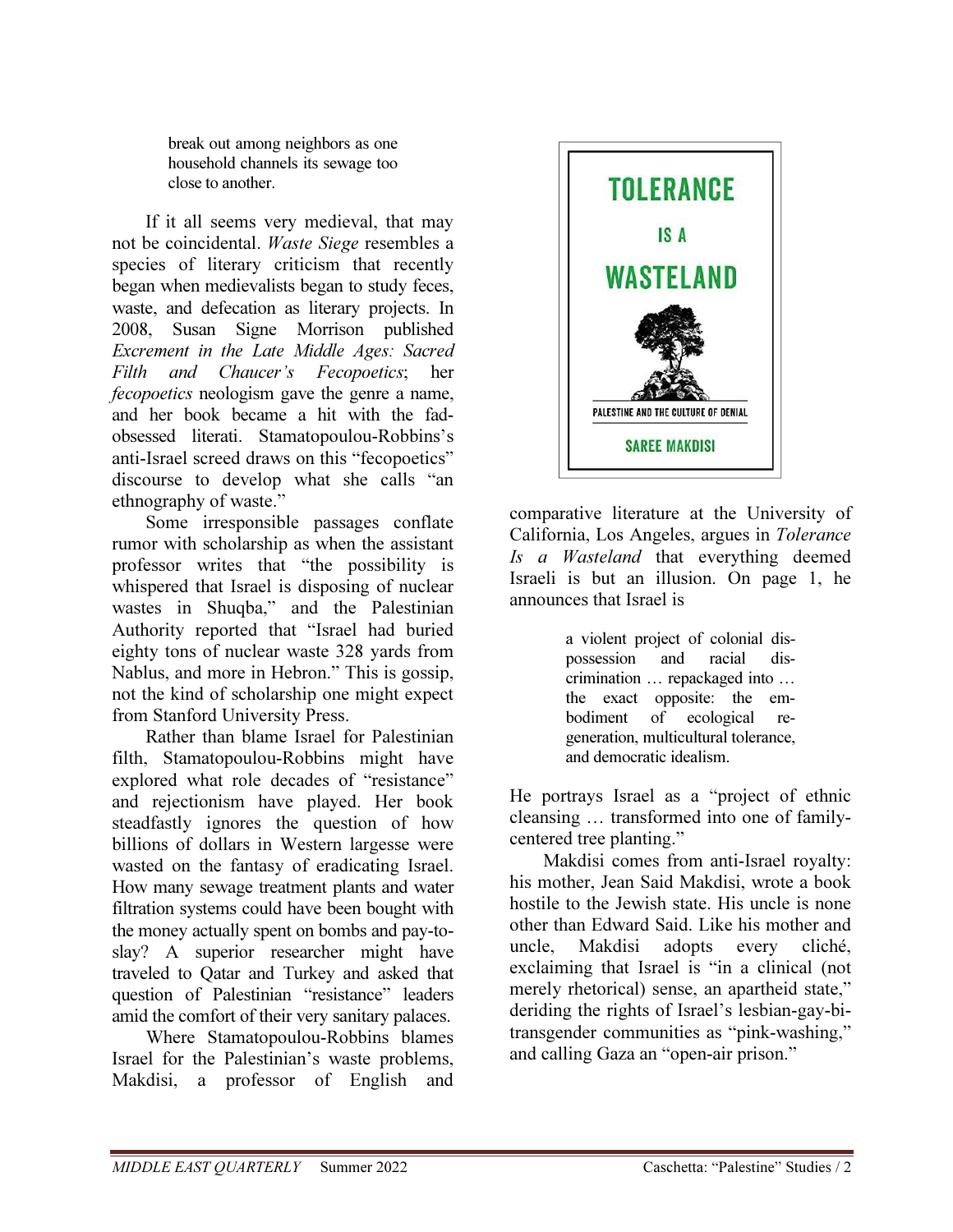> break out among neighbors as one household channels its sewage too close to another.

If it all seems very medieval, that may not be coincidental. *Waste Siege* resembles a species of literary criticism that recently began when medievalists began to study feces, waste, and defecation as literary projects. In 2008, Susan Signe Morrison published *Excrement in the Late Middle Ages: Sacred Filth and Chaucer's Fecopoetics*; her *fecopoetics* neologism gave the genre a name, and her book became a hit with the fad-obsessed literati. Stamatopoulou-Robbins's anti-Israel screed draws on this "fecopoetics" discourse to develop what she calls "an ethnography of waste."

Some irresponsible passages conflate rumor with scholarship as when the assistant professor writes that "the possibility is whispered that Israel is disposing of nuclear wastes in Shuqba," and the Palestinian Authority reported that "Israel had buried eighty tons of nuclear waste 328 yards from Nablus, and more in Hebron." This is gossip, not the kind of scholarship one might expect from Stanford University Press.

Rather than blame Israel for Palestinian filth, Stamatopoulou-Robbins might have explored what role decades of "resistance" and rejectionism have played. Her book steadfastly ignores the question of how billions of dollars in Western largesse were wasted on the fantasy of eradicating Israel. How many sewage treatment plants and water filtration systems could have been bought with the money actually spent on bombs and pay-to-slay? A superior researcher might have traveled to Qatar and Turkey and asked that question of Palestinian "resistance" leaders amid the comfort of their very sanitary palaces.

Where Stamatopoulou-Robbins blames Israel for the Palestinian's waste problems, Makdisi, a professor of English and comparative literature at the University of California, Los Angeles, argues in *Tolerance Is a Wasteland* that everything deemed Israeli is but an illusion. On page 1, he announces that Israel is

> a violent project of colonial dispossession and racial discrimination … repackaged into … the exact opposite: the embodiment of ecological regeneration, multicultural tolerance, and democratic idealism.

He portrays Israel as a "project of ethnic cleansing … transformed into one of family-centered tree planting."

Makdisi comes from anti-Israel royalty: his mother, Jean Said Makdisi, wrote a book hostile to the Jewish state. His uncle is none other than Edward Said. Like his mother and uncle, Makdisi adopts every cliché, exclaiming that Israel is "in a clinical (not merely rhetorical) sense, an apartheid state," deriding the rights of Israel's lesbian-gay-bi-transgender communities as "pink-washing," and calling Gaza an "open-air prison."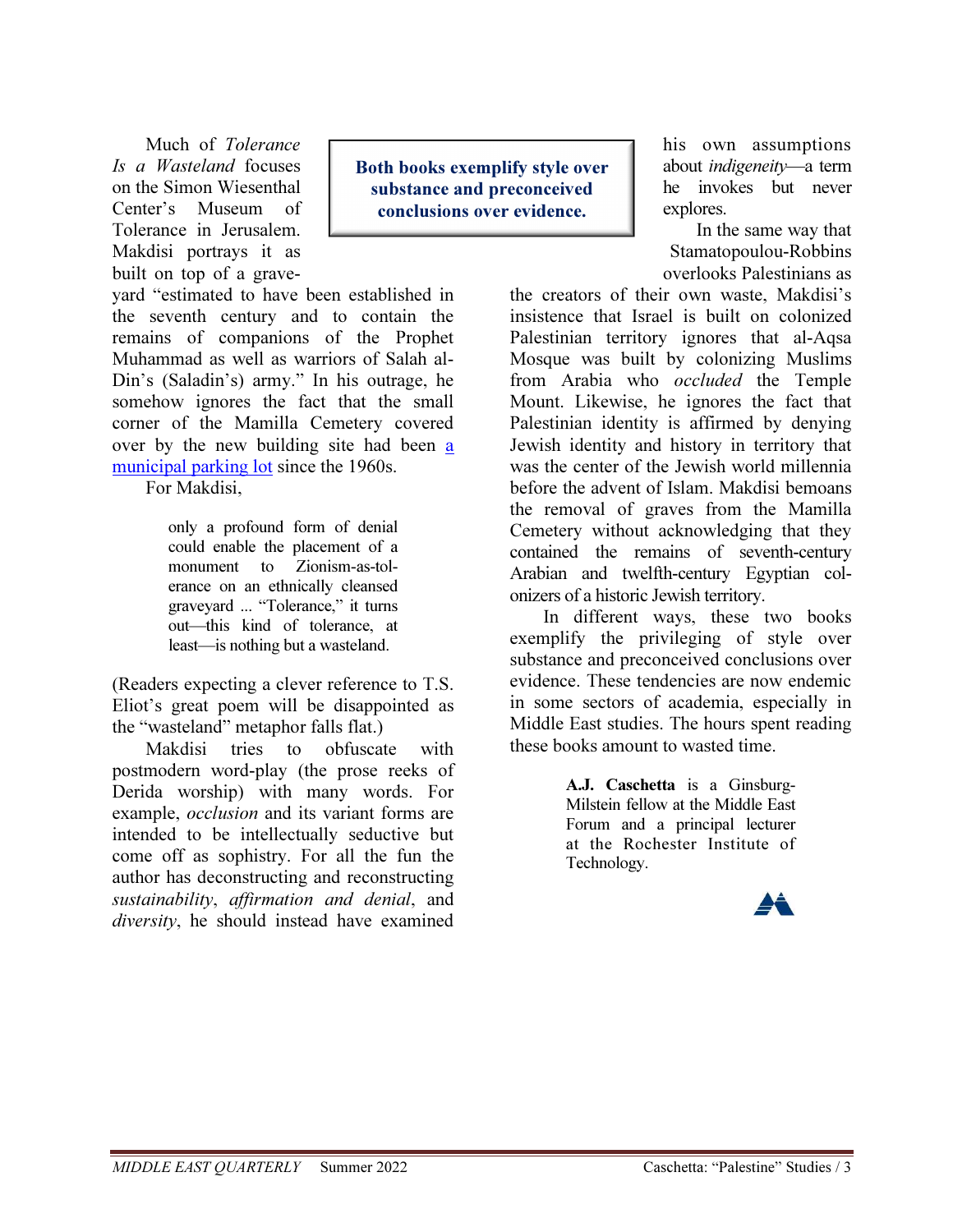Much of *Tolerance Is a Wasteland* focuses on the Simon Wiesenthal Center's Museum of Tolerance in Jerusalem. Makdisi portrays it as built on top of a graveyard "estimated to have been established in the seventh century and to contain the remains of companions of the Prophet Muhammad as well as warriors of Salah al-Din's (Saladin's) army." In his outrage, he somehow ignores the fact that the small corner of the Mamilla Cemetery covered over by the new building site had been [a municipal parking lot]() since the 1960s.

For Makdisi,

> only a profound form of denial could enable the placement of a monument to Zionism-as-tolerance on an ethnically cleansed graveyard ... "Tolerance," it turns out—this kind of tolerance, at least—is nothing but a wasteland.

(Readers expecting a clever reference to T.S. Eliot's great poem will be disappointed as the "wasteland" metaphor falls flat.)

Makdisi tries to obfuscate with postmodern word-play (the prose reeks of Derida worship) with many words. For example, *occlusion* and its variant forms are intended to be intellectually seductive but come off as sophistry. For all the fun the author has deconstructing and reconstructing *sustainability*, *affirmation and denial*, and *diversity*, he should instead have examined his own assumptions about *indigeneity*—a term he invokes but never explores.

**Both books exemplify style over substance and preconceived conclusions over evidence.**

In the same way that Stamatopoulou-Robbins overlooks Palestinians as the creators of their own waste, Makdisi's insistence that Israel is built on colonized Palestinian territory ignores that al-Aqsa Mosque was built by colonizing Muslims from Arabia who *occluded* the Temple Mount. Likewise, he ignores the fact that Palestinian identity is affirmed by denying Jewish identity and history in territory that was the center of the Jewish world millennia before the advent of Islam. Makdisi bemoans the removal of graves from the Mamilla Cemetery without acknowledging that they contained the remains of seventh-century Arabian and twelfth-century Egyptian colonizers of a historic Jewish territory.

In different ways, these two books exemplify the privileging of style over substance and preconceived conclusions over evidence. These tendencies are now endemic in some sectors of academia, especially in Middle East studies. The hours spent reading these books amount to wasted time.

**A.J. Caschetta** is a Ginsburg-Milstein fellow at the Middle East Forum and a principal lecturer at the Rochester Institute of Technology.